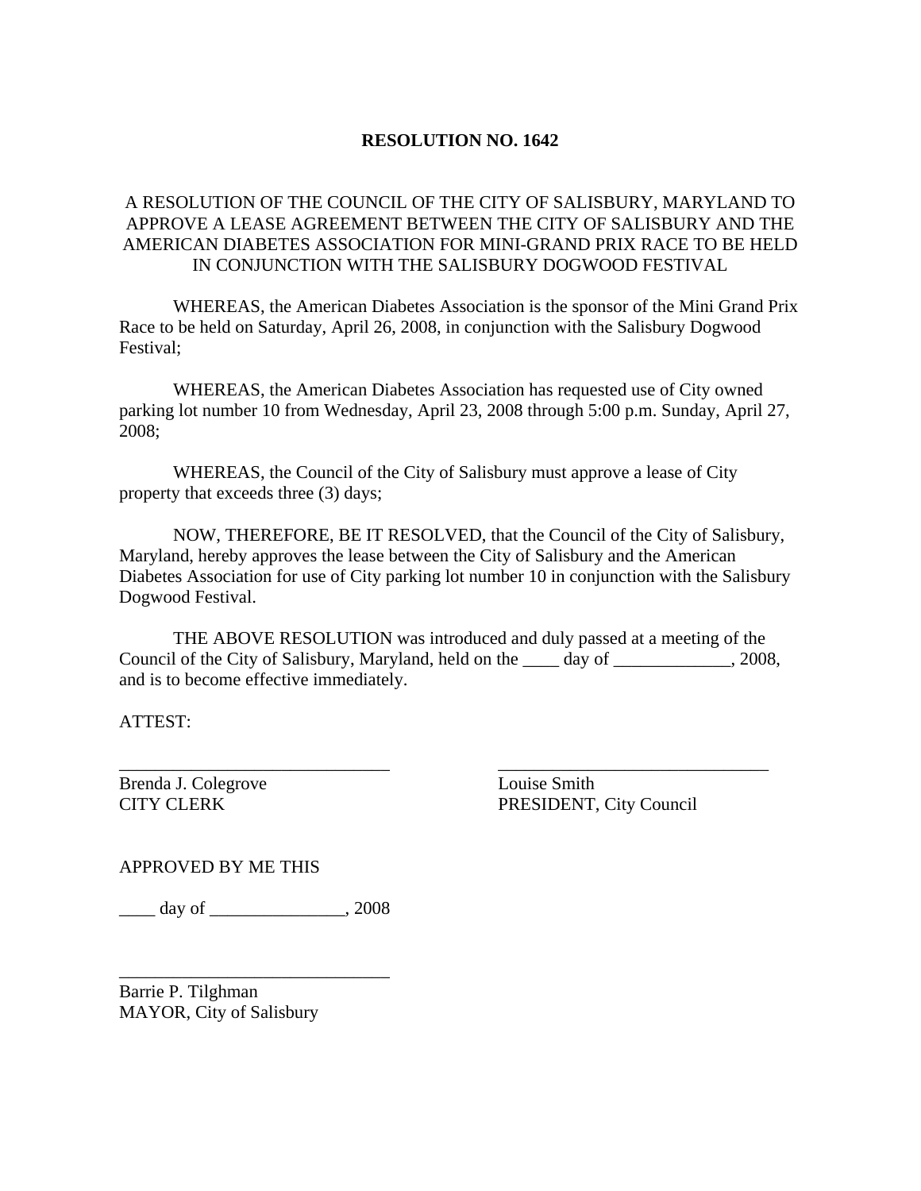**RESOLUTION NO. 1642**

A RESOLUTION OF THE COUNCIL OF THE CITY OF SALISBURY, MARYLAND TO APPROVE A LEASE AGREEMENT BETWEEN THE CITY OF SALISBURY AND THE AMERICAN DIABETES ASSOCIATION FOR MINI-GRAND PRIX RACE TO BE HELD IN CONJUNCTION WITH THE SALISBURY DOGWOOD FESTIVAL

WHEREAS, the American Diabetes Association is the sponsor of the Mini Grand Prix Race to be held on Saturday, April 26, 2008, in conjunction with the Salisbury Dogwood Festival;

WHEREAS, the American Diabetes Association has requested use of City owned parking lot number 10 from Wednesday, April 23, 2008 through 5:00 p.m. Sunday, April 27, 2008;

WHEREAS, the Council of the City of Salisbury must approve a lease of City property that exceeds three (3) days;

NOW, THEREFORE, BE IT RESOLVED, that the Council of the City of Salisbury, Maryland, hereby approves the lease between the City of Salisbury and the American Diabetes Association for use of City parking lot number 10 in conjunction with the Salisbury Dogwood Festival.

THE ABOVE RESOLUTION was introduced and duly passed at a meeting of the Council of the City of Salisbury, Maryland, held on the ____ day of _____________, 2008, and is to become effective immediately.

ATTEST:

______________________________
Brenda J. Colegrove
CITY CLERK

______________________________
Louise Smith
PRESIDENT, City Council

APPROVED BY ME THIS

____ day of _______________, 2008

______________________________
Barrie P. Tilghman
MAYOR, City of Salisbury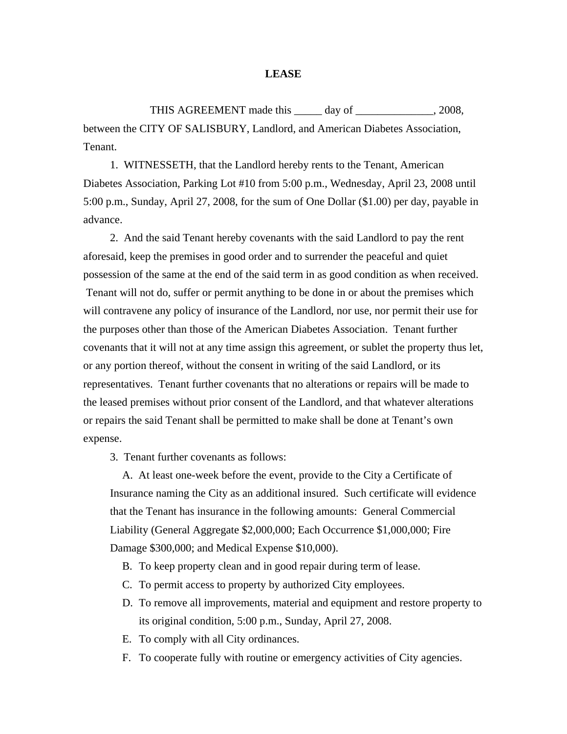# LEASE

THIS AGREEMENT made this _____ day of ______________, 2008, between the CITY OF SALISBURY, Landlord, and American Diabetes Association, Tenant.

1. WITNESSETH, that the Landlord hereby rents to the Tenant, American Diabetes Association, Parking Lot #10 from 5:00 p.m., Wednesday, April 23, 2008 until 5:00 p.m., Sunday, April 27, 2008, for the sum of One Dollar ($1.00) per day, payable in advance.

2. And the said Tenant hereby covenants with the said Landlord to pay the rent aforesaid, keep the premises in good order and to surrender the peaceful and quiet possession of the same at the end of the said term in as good condition as when received. Tenant will not do, suffer or permit anything to be done in or about the premises which will contravene any policy of insurance of the Landlord, nor use, nor permit their use for the purposes other than those of the American Diabetes Association. Tenant further covenants that it will not at any time assign this agreement, or sublet the property thus let, or any portion thereof, without the consent in writing of the said Landlord, or its representatives. Tenant further covenants that no alterations or repairs will be made to the leased premises without prior consent of the Landlord, and that whatever alterations or repairs the said Tenant shall be permitted to make shall be done at Tenant's own expense.

3. Tenant further covenants as follows:

A. At least one-week before the event, provide to the City a Certificate of Insurance naming the City as an additional insured. Such certificate will evidence that the Tenant has insurance in the following amounts: General Commercial Liability (General Aggregate $2,000,000; Each Occurrence $1,000,000; Fire Damage $300,000; and Medical Expense $10,000).

B. To keep property clean and in good repair during term of lease.

C. To permit access to property by authorized City employees.

D. To remove all improvements, material and equipment and restore property to its original condition, 5:00 p.m., Sunday, April 27, 2008.

E. To comply with all City ordinances.

F. To cooperate fully with routine or emergency activities of City agencies.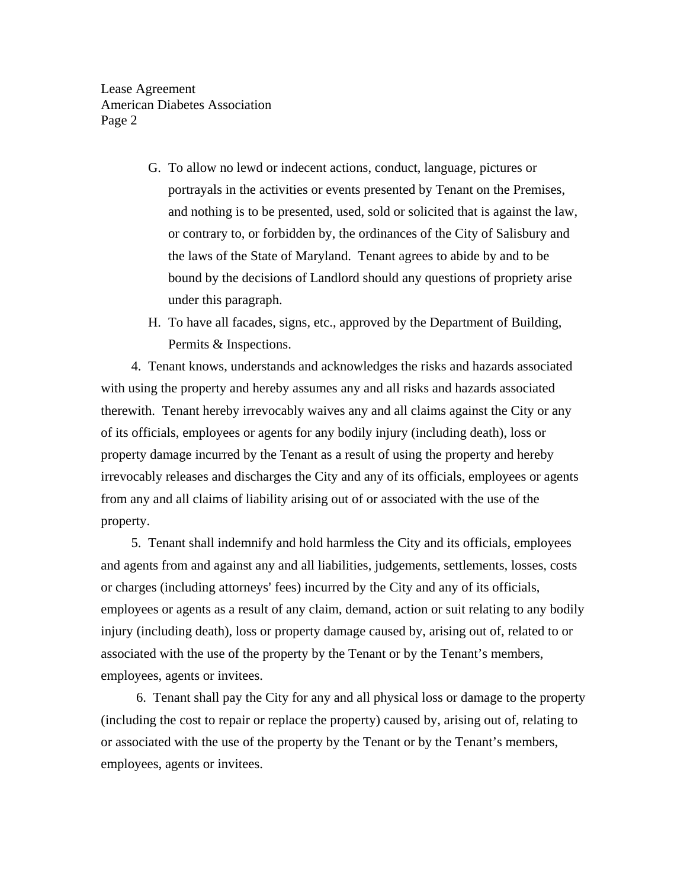G. To allow no lewd or indecent actions, conduct, language, pictures or portrayals in the activities or events presented by Tenant on the Premises, and nothing is to be presented, used, sold or solicited that is against the law, or contrary to, or forbidden by, the ordinances of the City of Salisbury and the laws of the State of Maryland. Tenant agrees to abide by and to be bound by the decisions of Landlord should any questions of propriety arise under this paragraph.

H. To have all facades, signs, etc., approved by the Department of Building, Permits & Inspections.

4. Tenant knows, understands and acknowledges the risks and hazards associated with using the property and hereby assumes any and all risks and hazards associated therewith. Tenant hereby irrevocably waives any and all claims against the City or any of its officials, employees or agents for any bodily injury (including death), loss or property damage incurred by the Tenant as a result of using the property and hereby irrevocably releases and discharges the City and any of its officials, employees or agents from any and all claims of liability arising out of or associated with the use of the property.

5. Tenant shall indemnify and hold harmless the City and its officials, employees and agents from and against any and all liabilities, judgements, settlements, losses, costs or charges (including attorneys' fees) incurred by the City and any of its officials, employees or agents as a result of any claim, demand, action or suit relating to any bodily injury (including death), loss or property damage caused by, arising out of, related to or associated with the use of the property by the Tenant or by the Tenant's members, employees, agents or invitees.

6. Tenant shall pay the City for any and all physical loss or damage to the property (including the cost to repair or replace the property) caused by, arising out of, relating to or associated with the use of the property by the Tenant or by the Tenant's members, employees, agents or invitees.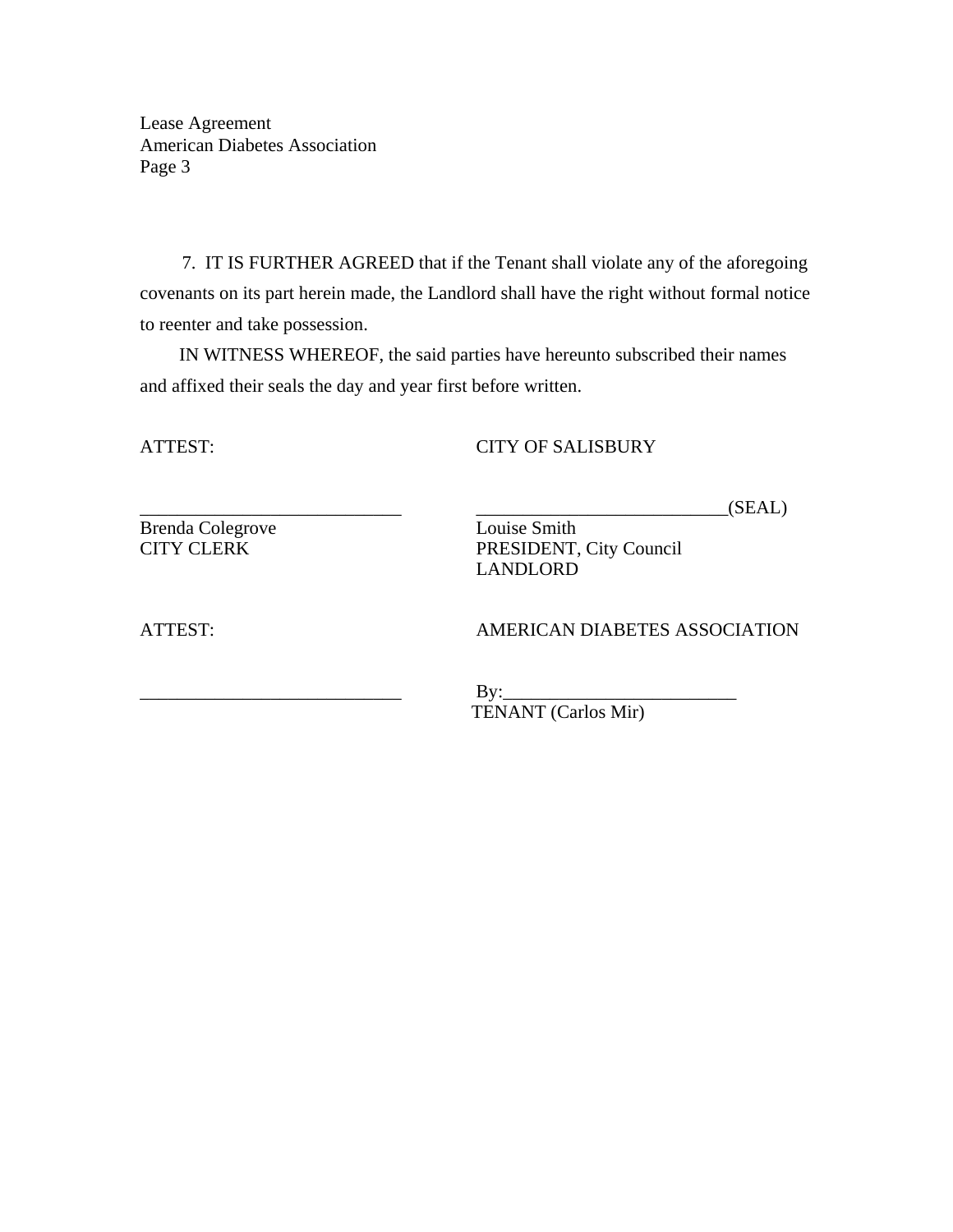7. IT IS FURTHER AGREED that if the Tenant shall violate any of the aforegoing covenants on its part herein made, the Landlord shall have the right without formal notice to reenter and take possession.

IN WITNESS WHEREOF, the said parties have hereunto subscribed their names and affixed their seals the day and year first before written.

ATTEST: CITY OF SALISBURY

___________________________ ___________________________(SEAL)
Brenda Colegrove Louise Smith
CITY CLERK PRESIDENT, City Council
LANDLORD

ATTEST: AMERICAN DIABETES ASSOCIATION

___________________________ By:_________________________
TENANT (Carlos Mir)